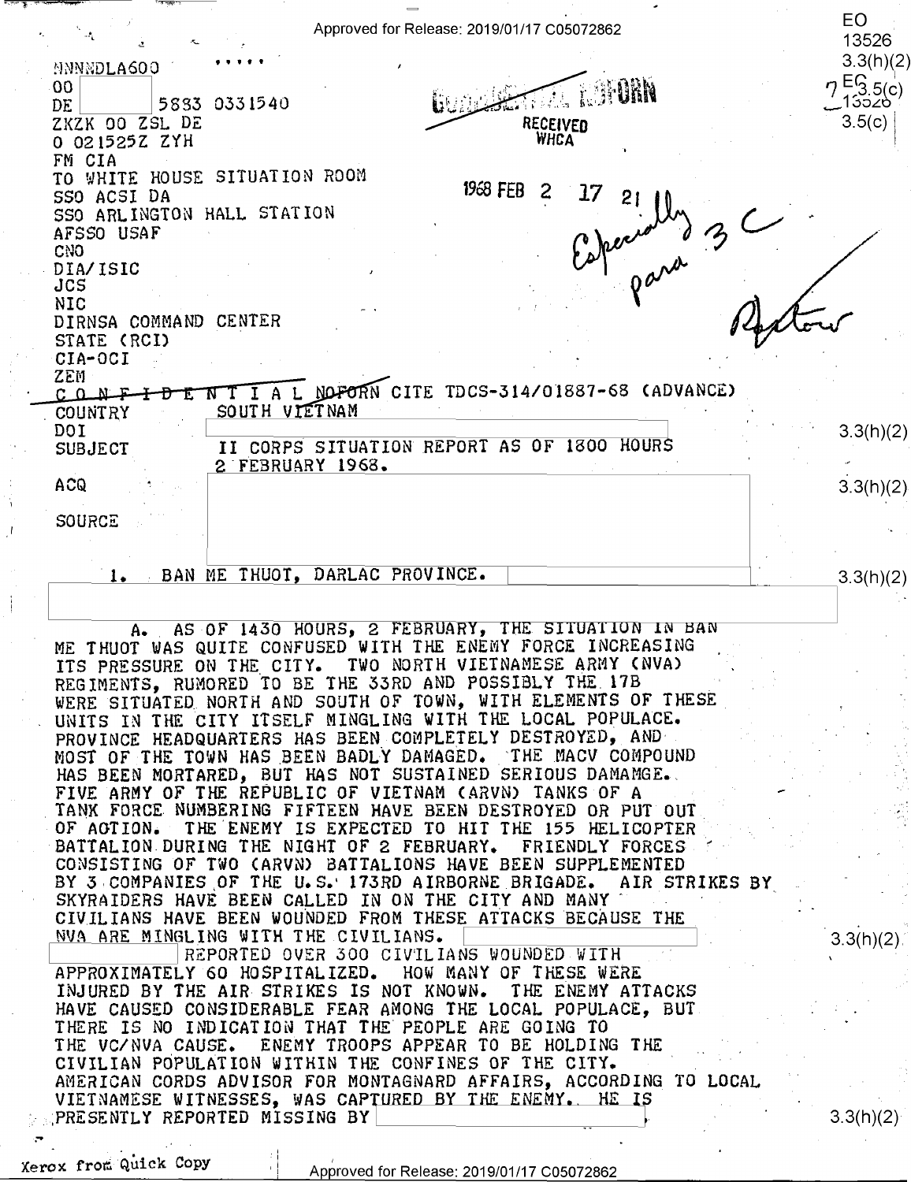NNNNDLA600

OO

DE [redacted] 5883 0331540

ZKZK OO ZSL DE

O 021525Z ZYH

FM CIA

TO WHITE HOUSE SITUATION ROOM

SSO ACSI DA

SSO ARLINGTON HALL STATION

AFSSO USAF

CNO

DIA/ISIC

JCS

NIC

DIRNSA COMMAND CENTER

STATE (RCI)

CIA-OCI

ZEM

RECEIVED WHCA

1968 FEB 2 17 21

*Especially para 3 C*

*Rostow*

CONFIDENTIAL NOFORN CITE TDCS-314/01887-68 (ADVANCE)

COUNTRY SOUTH VIETNAM

DOI [redacted]

SUBJECT II CORPS SITUATION REPORT AS OF 1800 HOURS 2 FEBRUARY 1968.

ACQ [redacted]

SOURCE [redacted]

1. BAN ME THUOT, DARLAC PROVINCE. [redacted]

[redacted]

A. AS OF 1430 HOURS, 2 FEBRUARY, THE SITUATION IN BAN ME THUOT WAS QUITE CONFUSED WITH THE ENEMY FORCE INCREASING ITS PRESSURE ON THE CITY. TWO NORTH VIETNAMESE ARMY (NVA) REGIMENTS, RUMORED TO BE THE 33RD AND POSSIBLY THE 17B WERE SITUATED NORTH AND SOUTH OF TOWN, WITH ELEMENTS OF THESE UNITS IN THE CITY ITSELF MINGLING WITH THE LOCAL POPULACE. PROVINCE HEADQUARTERS HAS BEEN COMPLETELY DESTROYED, AND MOST OF THE TOWN HAS BEEN BADLY DAMAGED. THE MACV COMPOUND HAS BEEN MORTARED, BUT HAS NOT SUSTAINED SERIOUS DAMAMGE. FIVE ARMY OF THE REPUBLIC OF VIETNAM (ARVN) TANKS OF A TANK FORCE NUMBERING FIFTEEN HAVE BEEN DESTROYED OR PUT OUT OF ACTION. THE ENEMY IS EXPECTED TO HIT THE 155 HELICOPTER BATTALION DURING THE NIGHT OF 2 FEBRUARY. FRIENDLY FORCES CONSISTING OF TWO (ARVN) BATTALIONS HAVE BEEN SUPPLEMENTED BY 3 COMPANIES OF THE U.S. 173RD AIRBORNE BRIGADE. AIR STRIKES BY SKYRAIDERS HAVE BEEN CALLED IN ON THE CITY AND MANY CIVILIANS HAVE BEEN WOUNDED FROM THESE ATTACKS BECAUSE THE NVA ARE MINGLING WITH THE CIVILIANS. [redacted] [redacted] REPORTED OVER 300 CIVILIANS WOUNDED WITH APPROXIMATELY 60 HOSPITALIZED. HOW MANY OF THESE WERE INJURED BY THE AIR STRIKES IS NOT KNOWN. THE ENEMY ATTACKS HAVE CAUSED CONSIDERABLE FEAR AMONG THE LOCAL POPULACE, BUT THERE IS NO INDICATION THAT THE PEOPLE ARE GOING TO THE VC/NVA CAUSE. ENEMY TROOPS APPEAR TO BE HOLDING THE CIVILIAN POPULATION WITHIN THE CONFINES OF THE CITY. AMERICAN CORDS ADVISOR FOR MONTAGNARD AFFAIRS, ACCORDING TO LOCAL VIETNAMESE WITNESSES, WAS CAPTURED BY THE ENEMY. HE IS PRESENTLY REPORTED MISSING BY [redacted].

Xerox from Quick Copy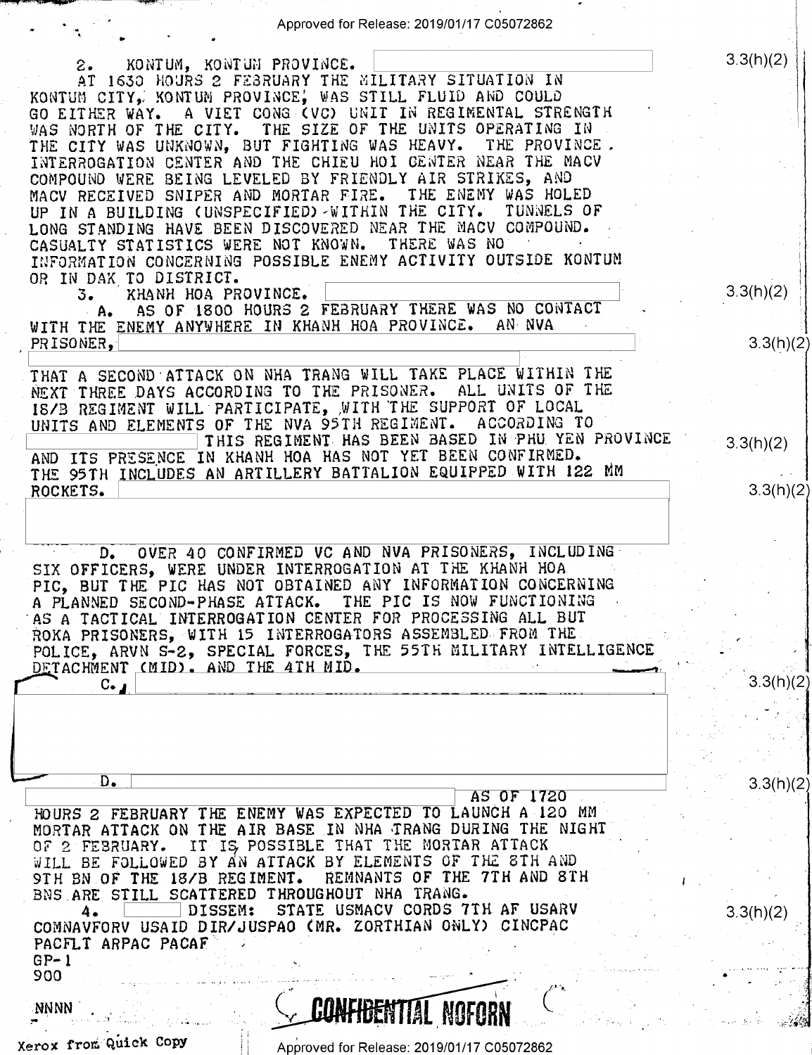2. KONTUM, KONTUM PROVINCE. 3.3(h)(2)

AT 1630 HOURS 2 FEBRUARY THE MILITARY SITUATION IN KONTUM CITY, KONTUM PROVINCE, WAS STILL FLUID AND COULD GO EITHER WAY. A VIET CONG (VC) UNIT IN REGIMENTAL STRENGTH WAS NORTH OF THE CITY. THE SIZE OF THE UNITS OPERATING IN THE CITY WAS UNKNOWN, BUT FIGHTING WAS HEAVY. THE PROVINCE INTERROGATION CENTER AND THE CHIEU HOI CENTER NEAR THE MACV COMPOUND WERE BEING LEVELED BY FRIENDLY AIR STRIKES, AND MACV RECEIVED SNIPER AND MORTAR FIRE. THE ENEMY WAS HOLED UP IN A BUILDING (UNSPECIFIED) WITHIN THE CITY. TUNNELS OF LONG STANDING HAVE BEEN DISCOVERED NEAR THE MACV COMPOUND. CASUALTY STATISTICS WERE NOT KNOWN. THERE WAS NO INFORMATION CONCERNING POSSIBLE ENEMY ACTIVITY OUTSIDE KONTUM OR IN DAK TO DISTRICT.

3. KHANH HOA PROVINCE. 3.3(h)(2)

A. AS OF 1800 HOURS 2 FEBRUARY THERE WAS NO CONTACT WITH THE ENEMY ANYWHERE IN KHANH HOA PROVINCE. AN NVA PRISONER, 3.3(h)(2)

THAT A SECOND ATTACK ON NHA TRANG WILL TAKE PLACE WITHIN THE NEXT THREE DAYS ACCORDING TO THE PRISONER. ALL UNITS OF THE 18/B REGIMENT WILL PARTICIPATE, WITH THE SUPPORT OF LOCAL UNITS AND ELEMENTS OF THE NVA 95TH REGIMENT. ACCORDING TO THIS REGIMENT HAS BEEN BASED IN PHU YEN PROVINCE AND ITS PRESENCE IN KHANH HOA HAS NOT YET BEEN CONFIRMED. THE 95TH INCLUDES AN ARTILLERY BATTALION EQUIPPED WITH 122 MM ROCKETS. 3.3(h)(2)

3.3(h)(2)

D. OVER 40 CONFIRMED VC AND NVA PRISONERS, INCLUDING SIX OFFICERS, WERE UNDER INTERROGATION AT THE KHANH HOA PIC, BUT THE PIC HAS NOT OBTAINED ANY INFORMATION CONCERNING A PLANNED SECOND-PHASE ATTACK. THE PIC IS NOW FUNCTIONING AS A TACTICAL INTERROGATION CENTER FOR PROCESSING ALL BUT ROKA PRISONERS, WITH 15 INTERROGATORS ASSEMBLED FROM THE POLICE, ARVN S-2, SPECIAL FORCES, THE 55TH MILITARY INTELLIGENCE DETACHMENT (MID), AND THE 4TH MID.

C. 3.3(h)(2)

D. 3.3(h)(2)

AS OF 1720 HOURS 2 FEBRUARY THE ENEMY WAS EXPECTED TO LAUNCH A 120 MM MORTAR ATTACK ON THE AIR BASE IN NHA TRANG DURING THE NIGHT OF 2 FEBRUARY. IT IS POSSIBLE THAT THE MORTAR ATTACK WILL BE FOLLOWED BY AN ATTACK BY ELEMENTS OF THE 8TH AND 9TH BN OF THE 18/B REGIMENT. REMNANTS OF THE 7TH AND 8TH BNS ARE STILL SCATTERED THROUGHOUT NHA TRANG.

4. DISSEM: STATE USMACV CORDS 7TH AF USARV COMNAVFORV USAID DIR/JUSPAO (MR. ZORTHIAN ONLY) CINCPAC PACFLT ARPAC PACAF 3.3(h)(2)

GP-1
900

NNNN

CONFIDENTIAL NOFORN

Xerox from Quick Copy